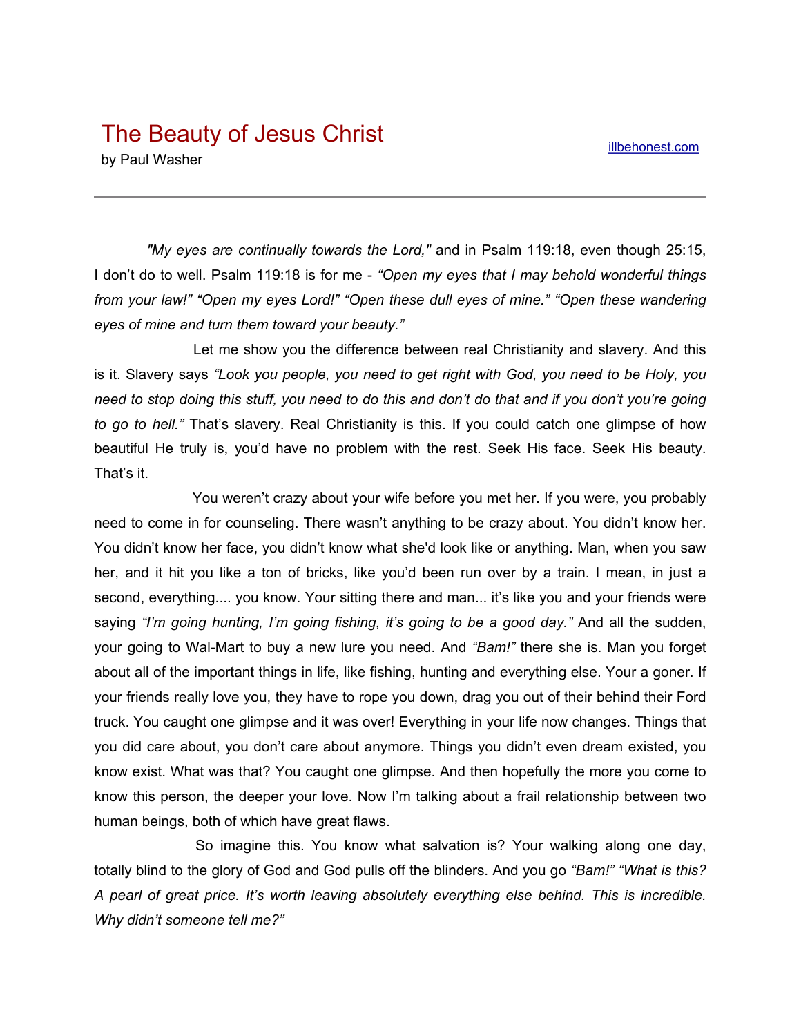# The Beauty of Jesus Christ

by Paul Washer

[illbehonest.com](illbehonest.com)

---

*"My eyes are continually towards the Lord,"* and in Psalm 119:18, even though 25:15, I don't do to well. Psalm 119:18 is for me - *"Open my eyes that I may behold wonderful things from your law!" "Open my eyes Lord!" "Open these dull eyes of mine." "Open these wandering eyes of mine and turn them toward your beauty."*

Let me show you the difference between real Christianity and slavery. And this is it. Slavery says *"Look you people, you need to get right with God, you need to be Holy, you need to stop doing this stuff, you need to do this and don't do that and if you don't you're going to go to hell."* That's slavery. Real Christianity is this. If you could catch one glimpse of how beautiful He truly is, you'd have no problem with the rest. Seek His face. Seek His beauty. That's it.

You weren't crazy about your wife before you met her. If you were, you probably need to come in for counseling. There wasn't anything to be crazy about. You didn't know her. You didn't know her face, you didn't know what she'd look like or anything. Man, when you saw her, and it hit you like a ton of bricks, like you'd been run over by a train. I mean, in just a second, everything.... you know. Your sitting there and man... it's like you and your friends were saying *"I'm going hunting, I'm going fishing, it's going to be a good day."* And all the sudden, your going to Wal-Mart to buy a new lure you need. And *"Bam!"* there she is. Man you forget about all of the important things in life, like fishing, hunting and everything else. Your a goner. If your friends really love you, they have to rope you down, drag you out of their behind their Ford truck. You caught one glimpse and it was over! Everything in your life now changes. Things that you did care about, you don't care about anymore. Things you didn't even dream existed, you know exist. What was that? You caught one glimpse. And then hopefully the more you come to know this person, the deeper your love. Now I'm talking about a frail relationship between two human beings, both of which have great flaws.

So imagine this. You know what salvation is? Your walking along one day, totally blind to the glory of God and God pulls off the blinders. And you go *"Bam!" "What is this? A pearl of great price. It's worth leaving absolutely everything else behind. This is incredible. Why didn't someone tell me?"*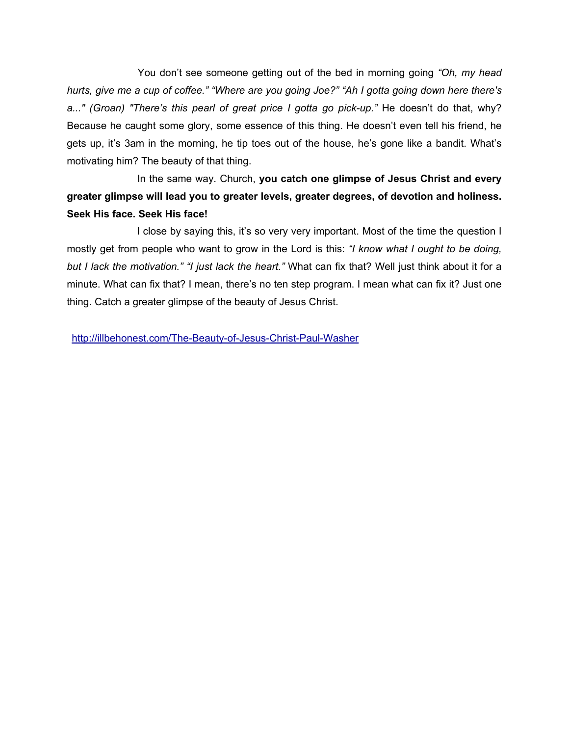You don't see someone getting out of the bed in morning going *"Oh, my head hurts, give me a cup of coffee." "Where are you going Joe?" "Ah I gotta going down here there's a..." (Groan) "There's this pearl of great price I gotta go pick-up."* He doesn't do that, why? Because he caught some glory, some essence of this thing. He doesn't even tell his friend, he gets up, it's 3am in the morning, he tip toes out of the house, he's gone like a bandit. What's motivating him? The beauty of that thing.

In the same way. Church, **you catch one glimpse of Jesus Christ and every greater glimpse will lead you to greater levels, greater degrees, of devotion and holiness. Seek His face. Seek His face!**

I close by saying this, it's so very very important. Most of the time the question I mostly get from people who want to grow in the Lord is this: *"I know what I ought to be doing, but I lack the motivation." "I just lack the heart."* What can fix that? Well just think about it for a minute. What can fix that? I mean, there's no ten step program. I mean what can fix it? Just one thing. Catch a greater glimpse of the beauty of Jesus Christ.

http://illbehonest.com/The-Beauty-of-Jesus-Christ-Paul-Washer